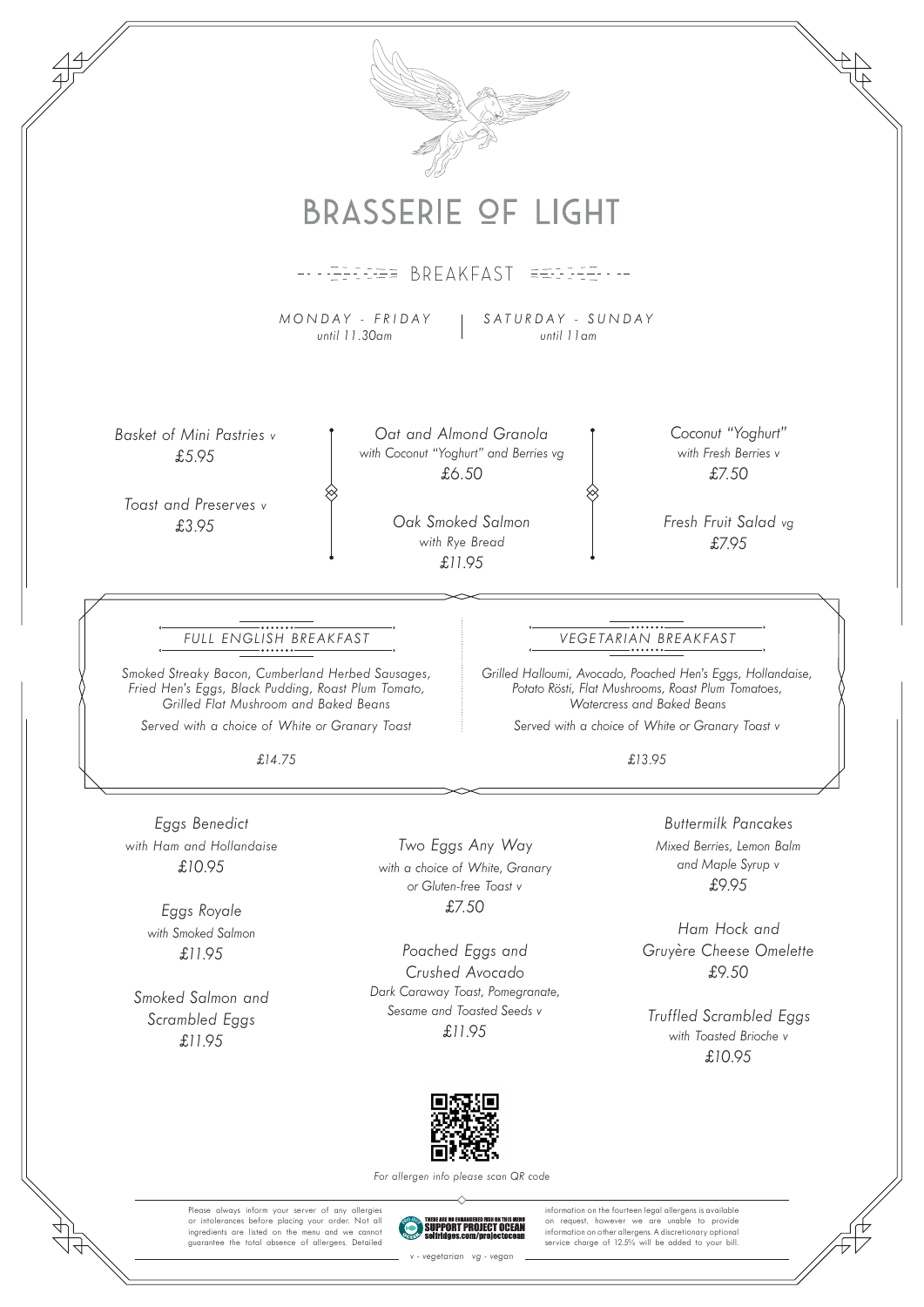# BRASSERIE OF LIGHT

## BREAKFAST

*MONDAY - FRIDAY*
*until 11.30am*

*SATURDAY - SUNDAY*
*until 11am*

*Basket of Mini Pastries v*
*£5.95*

*Toast and Preserves v*
*£3.95*

*Oat and Almond Granola*
*with Coconut "Yoghurt" and Berries vg*
*£6.50*

*Oak Smoked Salmon*
*with Rye Bread*
*£11.95*

*Coconut "Yoghurt"*
*with Fresh Berries v*
*£7.50*

*Fresh Fruit Salad vg*
*£7.95*

### FULL ENGLISH BREAKFAST

*Smoked Streaky Bacon, Cumberland Herbed Sausages, Fried Hen's Eggs, Black Pudding, Roast Plum Tomato, Grilled Flat Mushroom and Baked Beans*

*Served with a choice of White or Granary Toast*

*£14.75*

### VEGETARIAN BREAKFAST

*Grilled Halloumi, Avocado, Poached Hen's Eggs, Hollandaise, Potato Rösti, Flat Mushrooms, Roast Plum Tomatoes, Watercress and Baked Beans*

*Served with a choice of White or Granary Toast v*

*£13.95*

*Eggs Benedict*
*with Ham and Hollandaise*
*£10.95*

*Eggs Royale*
*with Smoked Salmon*
*£11.95*

*Smoked Salmon and Scrambled Eggs*
*£11.95*

*Two Eggs Any Way*
*with a choice of White, Granary or Gluten-free Toast v*
*£7.50*

*Poached Eggs and Crushed Avocado*
*Dark Caraway Toast, Pomegranate, Sesame and Toasted Seeds v*
*£11.95*

*Buttermilk Pancakes*
*Mixed Berries, Lemon Balm and Maple Syrup v*
*£9.95*

*Ham Hock and Gruyère Cheese Omelette*
*£9.50*

*Truffled Scrambled Eggs*
*with Toasted Brioche v*
*£10.95*

*For allergen info please scan QR code*

Please always inform your server of any allergies or intolerances before placing your order. Not all ingredients are listed on the menu and we cannot guarantee the total absence of allergens. Detailed information on the fourteen legal allergens is available on request, however we are unable to provide information on other allergens. A discretionary optional service charge of 12.5% will be added to your bill.

THERE ARE NO ENDANGERED FISH ON THIS MENU
SUPPORT PROJECT OCEAN
selfridges.com/projectocean

*v - vegetarian vg - vegan*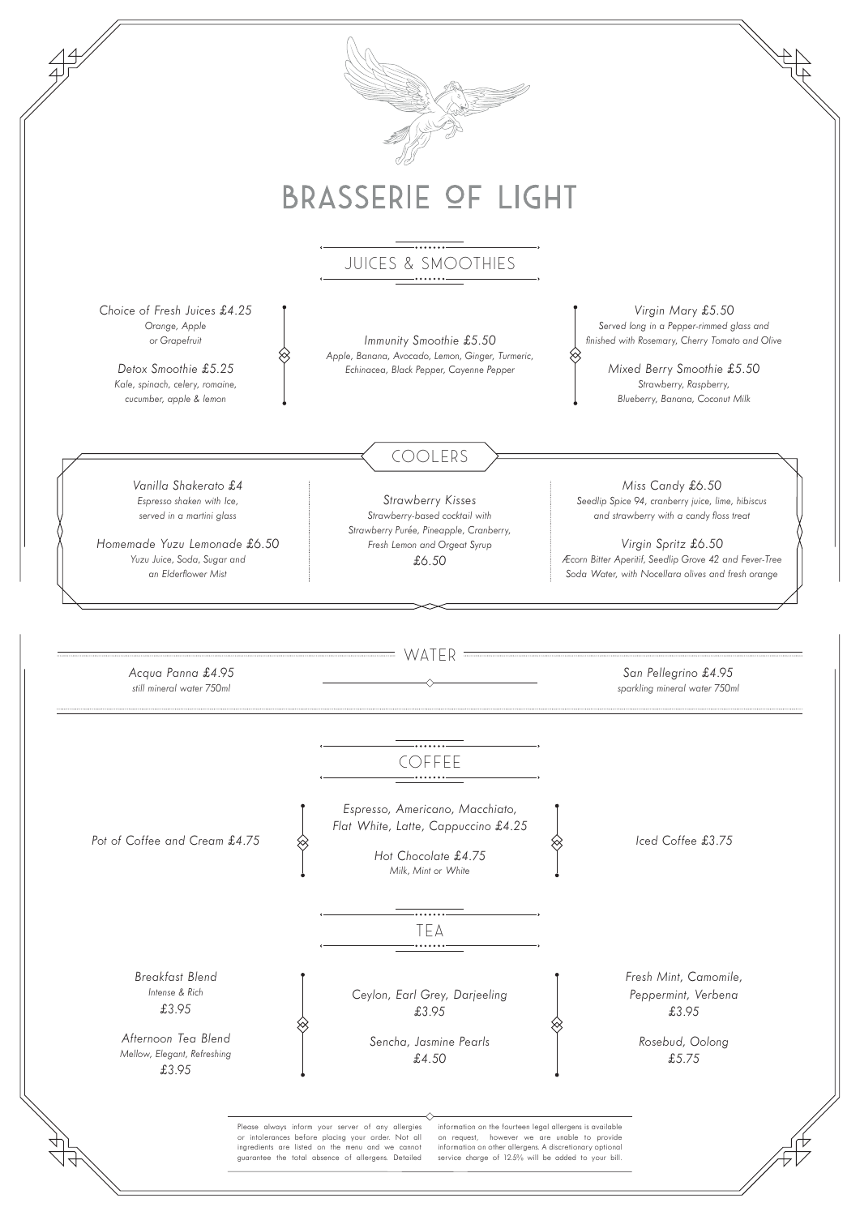# BRASSERIE OF LIGHT

## JUICES & SMOOTHIES

*Choice of Fresh Juices £4.25*
*Orange, Apple or Grapefruit*

*Detox Smoothie £5.25*
*Kale, spinach, celery, romaine, cucumber, apple & lemon*

*Immunity Smoothie £5.50*
*Apple, Banana, Avocado, Lemon, Ginger, Turmeric, Echinacea, Black Pepper, Cayenne Pepper*

*Virgin Mary £5.50*
*Served long in a Pepper-rimmed glass and finished with Rosemary, Cherry Tomato and Olive*

*Mixed Berry Smoothie £5.50*
*Strawberry, Raspberry, Blueberry, Banana, Coconut Milk*

## COOLERS

*Vanilla Shakerato £4*
*Espresso shaken with Ice, served in a martini glass*

*Homemade Yuzu Lemonade £6.50*
*Yuzu Juice, Soda, Sugar and an Elderflower Mist*

*Strawberry Kisses*
*Strawberry-based cocktail with Strawberry Purée, Pineapple, Cranberry, Fresh Lemon and Orgeat Syrup*
*£6.50*

*Miss Candy £6.50*
*Seedlip Spice 94, cranberry juice, lime, hibiscus and strawberry with a candy floss treat*

*Virgin Spritz £6.50*
*Æcorn Bitter Aperitif, Seedlip Grove 42 and Fever-Tree Soda Water, with Nocellara olives and fresh orange*

## WATER

*Acqua Panna £4.95*
*still mineral water 750ml*

*San Pellegrino £4.95*
*sparkling mineral water 750ml*

## COFFEE

*Pot of Coffee and Cream £4.75*

*Espresso, Americano, Macchiato, Flat White, Latte, Cappuccino £4.25*

*Hot Chocolate £4.75*
*Milk, Mint or White*

*Iced Coffee £3.75*

## TEA

*Breakfast Blend*
*Intense & Rich*
*£3.95*

*Afternoon Tea Blend*
*Mellow, Elegant, Refreshing*
*£3.95*

*Ceylon, Earl Grey, Darjeeling*
*£3.95*

*Sencha, Jasmine Pearls*
*£4.50*

*Fresh Mint, Camomile, Peppermint, Verbena*
*£3.95*

*Rosebud, Oolong*
*£5.75*

Please always inform your server of any allergies or intolerances before placing your order. Not all ingredients are listed on the menu and we cannot guarantee the total absence of allergens. Detailed information on the fourteen legal allergens is available on request, however we are unable to provide information on other allergens. A discretionary optional service charge of 12.5% will be added to your bill.